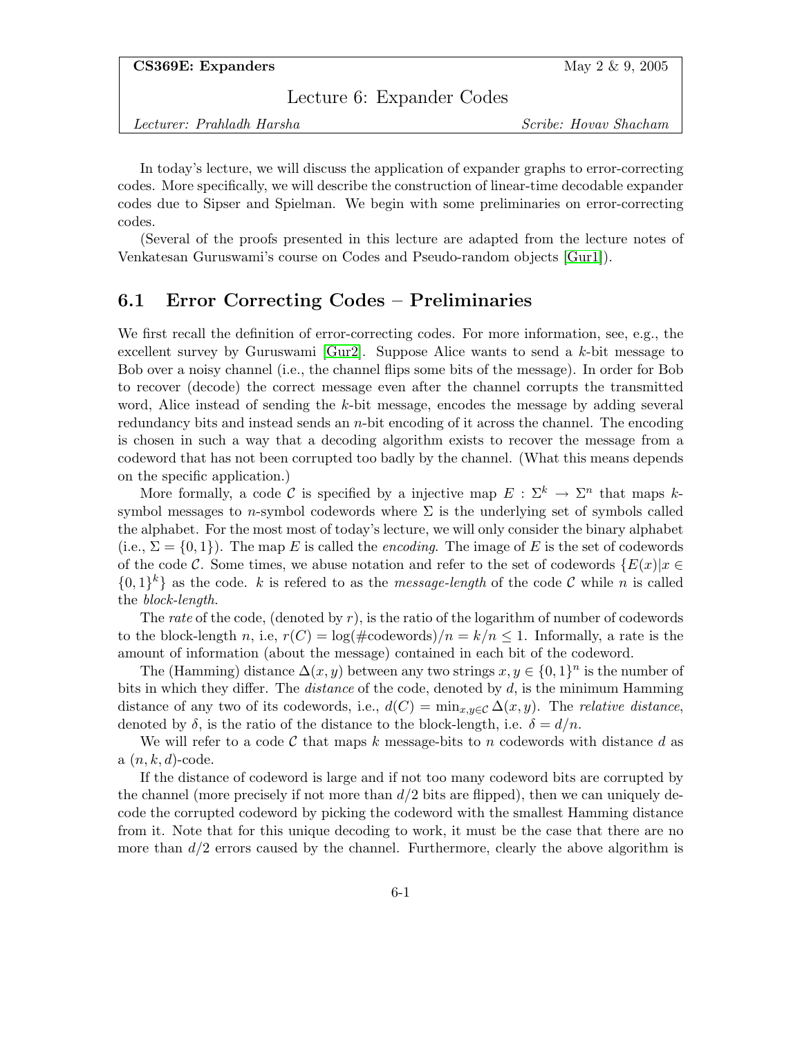**CS369E: Expanders** May 2 & 9, 2005

# Lecture 6: Expander Codes

*Lecturer: Prahladh Harsha* *Scribe: Hovav Shacham*

In today's lecture, we will discuss the application of expander graphs to error-correcting codes. More specifically, we will describe the construction of linear-time decodable expander codes due to Sipser and Spielman. We begin with some preliminaries on error-correcting codes.

(Several of the proofs presented in this lecture are adapted from the lecture notes of Venkatesan Guruswami's course on Codes and Pseudo-random objects [Gur1]).

## 6.1 Error Correcting Codes – Preliminaries

We first recall the definition of error-correcting codes. For more information, see, e.g., the excellent survey by Guruswami [Gur2]. Suppose Alice wants to send a $k$-bit message to Bob over a noisy channel (i.e., the channel flips some bits of the message). In order for Bob to recover (decode) the correct message even after the channel corrupts the transmitted word, Alice instead of sending the $k$-bit message, encodes the message by adding several redundancy bits and instead sends an $n$-bit encoding of it across the channel. The encoding is chosen in such a way that a decoding algorithm exists to recover the message from a codeword that has not been corrupted too badly by the channel. (What this means depends on the specific application.)

More formally, a code $\mathcal{C}$ is specified by a injective map $E : \Sigma^k \to \Sigma^n$ that maps $k$-symbol messages to $n$-symbol codewords where $\Sigma$ is the underlying set of symbols called the alphabet. For the most most of today's lecture, we will only consider the binary alphabet (i.e., $\Sigma = \{0, 1\}$). The map $E$ is called the *encoding*. The image of $E$ is the set of codewords of the code $\mathcal{C}$. Some times, we abuse notation and refer to the set of codewords $\{E(x) | x \in \{0,1\}^k\}$ as the code. $k$ is refered to as the *message-length* of the code $\mathcal{C}$ while $n$ is called the *block-length*.

The *rate* of the code, (denoted by $r$), is the ratio of the logarithm of number of codewords to the block-length $n$, i.e, $r(C) = \log(\#\text{codewords})/n = k/n \leq 1$. Informally, a rate is the amount of information (about the message) contained in each bit of the codeword.

The (Hamming) distance $\Delta(x, y)$ between any two strings $x, y \in \{0, 1\}^n$ is the number of bits in which they differ. The *distance* of the code, denoted by $d$, is the minimum Hamming distance of any two of its codewords, i.e., $d(C) = \min_{x,y \in \mathcal{C}} \Delta(x, y)$. The *relative distance*, denoted by $\delta$, is the ratio of the distance to the block-length, i.e. $\delta = d/n$.

We will refer to a code $\mathcal{C}$ that maps $k$ message-bits to $n$ codewords with distance $d$ as a $(n, k, d)$-code.

If the distance of codeword is large and if not too many codeword bits are corrupted by the channel (more precisely if not more than $d/2$ bits are flipped), then we can uniquely decode the corrupted codeword by picking the codeword with the smallest Hamming distance from it. Note that for this unique decoding to work, it must be the case that there are no more than $d/2$ errors caused by the channel. Furthermore, clearly the above algorithm is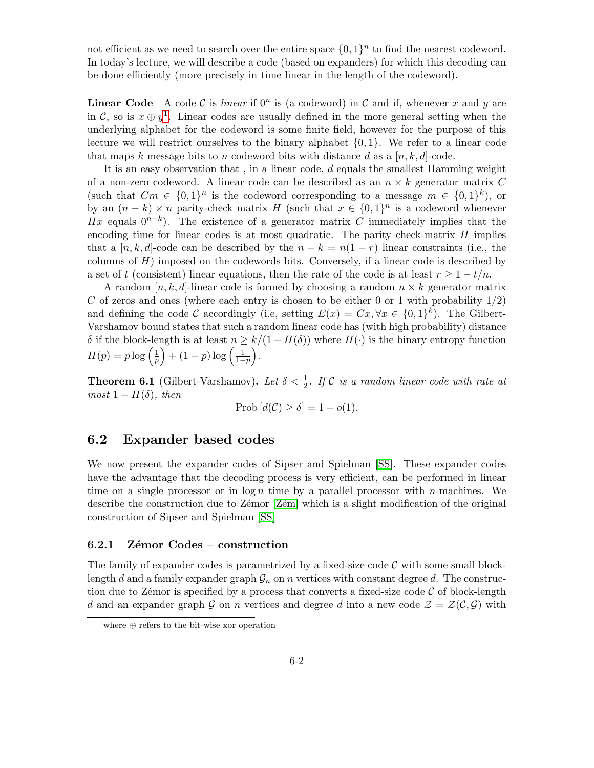not efficient as we need to search over the entire space $\{0,1\}^n$ to find the nearest codeword. In today's lecture, we will describe a code (based on expanders) for which this decoding can be done efficiently (more precisely in time linear in the length of the codeword).

**Linear Code** A code $\mathcal{C}$ is *linear* if $0^n$ is (a codeword) in $\mathcal{C}$ and if, whenever $x$ and $y$ are in $\mathcal{C}$, so is $x \oplus y$[1]. Linear codes are usually defined in the more general setting when the underlying alphabet for the codeword is some finite field, however for the purpose of this lecture we will restrict ourselves to the binary alphabet $\{0,1\}$. We refer to a linear code that maps $k$ message bits to $n$ codeword bits with distance $d$ as a $[n,k,d]$-code.

It is an easy observation that , in a linear code, $d$ equals the smallest Hamming weight of a non-zero codeword. A linear code can be described as an $n \times k$ generator matrix $C$ (such that $Cm \in \{0,1\}^n$ is the codeword corresponding to a message $m \in \{0,1\}^k$), or by an $(n-k) \times n$ parity-check matrix $H$ (such that $x \in \{0,1\}^n$ is a codeword whenever $Hx$ equals $0^{n-k}$). The existence of a generator matrix $C$ immediately implies that the encoding time for linear codes is at most quadratic. The parity check-matrix $H$ implies that a $[n,k,d]$-code can be described by the $n-k = n(1-r)$ linear constraints (i.e., the columns of $H$) imposed on the codewords bits. Conversely, if a linear code is described by a set of $t$ (consistent) linear equations, then the rate of the code is at least $r \geq 1 - t/n$.

A random $[n,k,d]$-linear code is formed by choosing a random $n \times k$ generator matrix $C$ of zeros and ones (where each entry is chosen to be either 0 or 1 with probability $1/2$) and defining the code $\mathcal{C}$ accordingly (i.e, setting $E(x) = Cx, \forall x \in \{0,1\}^k$). The Gilbert-Varshamov bound states that such a random linear code has (with high probability) distance $\delta$ if the block-length is at least $n \geq k/(1-H(\delta))$ where $H(\cdot)$ is the binary entropy function $H(p) = p \log\left(\frac{1}{p}\right) + (1-p)\log\left(\frac{1}{1-p}\right)$.

**Theorem 6.1** (Gilbert-Varshamov)**.** *Let $\delta < \frac{1}{2}$. If $\mathcal{C}$ is a random linear code with rate at most $1 - H(\delta)$, then*

$$\text{Prob}\left[d(\mathcal{C}) \geq \delta\right] = 1 - o(1).$$

## 6.2 Expander based codes

We now present the expander codes of Sipser and Spielman [SS]. These expander codes have the advantage that the decoding process is very efficient, can be performed in linear time on a single processor or in $\log n$ time by a parallel processor with $n$-machines. We describe the construction due to Zémor [Zém] which is a slight modification of the original construction of Sipser and Spielman [SS]

### 6.2.1 Zémor Codes – construction

The family of expander codes is parametrized by a fixed-size code $\mathcal{C}$ with some small block-length $d$ and a family expander graph $\mathcal{G}_n$ on $n$ vertices with constant degree $d$. The construction due to Zémor is specified by a process that converts a fixed-size code $\mathcal{C}$ of block-length $d$ and an expander graph $\mathcal{G}$ on $n$ vertices and degree $d$ into a new code $\mathcal{Z} = \mathcal{Z}(\mathcal{C}, \mathcal{G})$ with

[1] where $\oplus$ refers to the bit-wise xor operation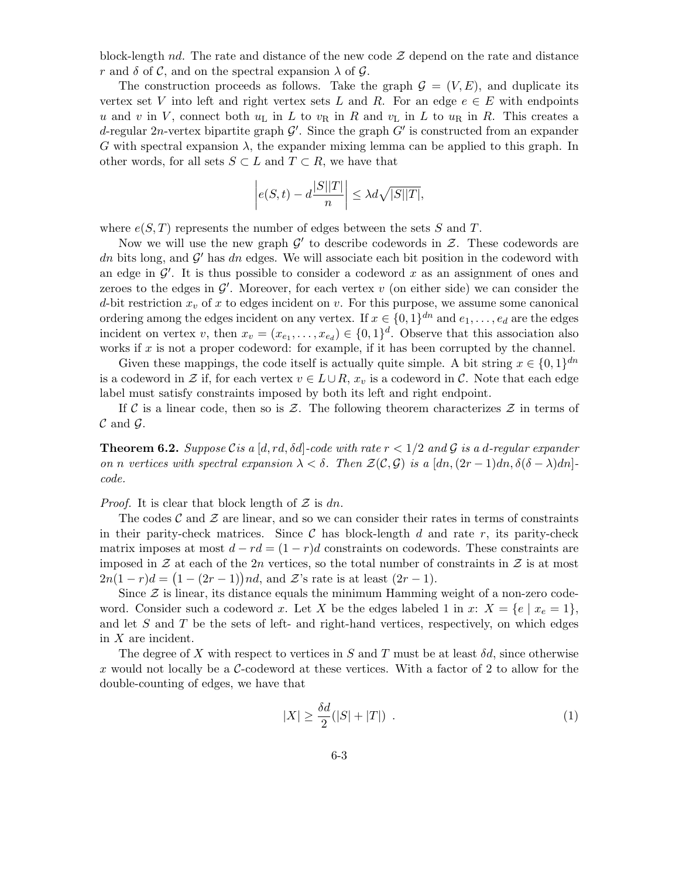block-length $nd$. The rate and distance of the new code $\mathcal{Z}$ depend on the rate and distance $r$ and $\delta$ of $\mathcal{C}$, and on the spectral expansion $\lambda$ of $\mathcal{G}$.

The construction proceeds as follows. Take the graph $\mathcal{G} = (V, E)$, and duplicate its vertex set $V$ into left and right vertex sets $L$ and $R$. For an edge $e \in E$ with endpoints $u$ and $v$ in $V$, connect both $u_{\mathrm{L}}$ in $L$ to $v_{\mathrm{R}}$ in $R$ and $v_{\mathrm{L}}$ in $L$ to $u_{\mathrm{R}}$ in $R$. This creates a $d$-regular $2n$-vertex bipartite graph $\mathcal{G}'$. Since the graph $G'$ is constructed from an expander $G$ with spectral expansion $\lambda$, the expander mixing lemma can be applied to this graph. In other words, for all sets $S \subset L$ and $T \subset R$, we have that

$$\left| e(S,t) - d\frac{|S||T|}{n} \right| \leq \lambda d \sqrt{|S||T|},$$

where $e(S,T)$ represents the number of edges between the sets $S$ and $T$.

Now we will use the new graph $\mathcal{G}'$ to describe codewords in $\mathcal{Z}$. These codewords are $dn$ bits long, and $\mathcal{G}'$ has $dn$ edges. We will associate each bit position in the codeword with an edge in $\mathcal{G}'$. It is thus possible to consider a codeword $x$ as an assignment of ones and zeroes to the edges in $\mathcal{G}'$. Moreover, for each vertex $v$ (on either side) we can consider the $d$-bit restriction $x_v$ of $x$ to edges incident on $v$. For this purpose, we assume some canonical ordering among the edges incident on any vertex. If $x \in \{0,1\}^{dn}$ and $e_1, \ldots, e_d$ are the edges incident on vertex $v$, then $x_v = (x_{e_1}, \ldots, x_{e_d}) \in \{0,1\}^d$. Observe that this association also works if $x$ is not a proper codeword: for example, if it has been corrupted by the channel.

Given these mappings, the code itself is actually quite simple. A bit string $x \in \{0,1\}^{dn}$ is a codeword in $\mathcal{Z}$ if, for each vertex $v \in L \cup R$, $x_v$ is a codeword in $\mathcal{C}$. Note that each edge label must satisfy constraints imposed by both its left and right endpoint.

If $\mathcal{C}$ is a linear code, then so is $\mathcal{Z}$. The following theorem characterizes $\mathcal{Z}$ in terms of $\mathcal{C}$ and $\mathcal{G}$.

**Theorem 6.2.** *Suppose $\mathcal{C}$ is a $[d, rd, \delta d]$-code with rate $r < 1/2$ and $\mathcal{G}$ is a $d$-regular expander on $n$ vertices with spectral expansion $\lambda < \delta$. Then $\mathcal{Z}(\mathcal{C}, \mathcal{G})$ is a $[dn, (2r-1)dn, \delta(\delta - \lambda)dn]$-code.*

*Proof.* It is clear that block length of $\mathcal{Z}$ is $dn$.

The codes $\mathcal{C}$ and $\mathcal{Z}$ are linear, and so we can consider their rates in terms of constraints in their parity-check matrices. Since $\mathcal{C}$ has block-length $d$ and rate $r$, its parity-check matrix imposes at most $d - rd = (1-r)d$ constraints on codewords. These constraints are imposed in $\mathcal{Z}$ at each of the $2n$ vertices, so the total number of constraints in $\mathcal{Z}$ is at most $2n(1-r)d = \big(1 - (2r-1)\big)nd$, and $\mathcal{Z}$'s rate is at least $(2r-1)$.

Since $\mathcal{Z}$ is linear, its distance equals the minimum Hamming weight of a non-zero codeword. Consider such a codeword $x$. Let $X$ be the edges labeled 1 in $x$: $X = \{e \mid x_e = 1\}$, and let $S$ and $T$ be the sets of left- and right-hand vertices, respectively, on which edges in $X$ are incident.

The degree of $X$ with respect to vertices in $S$ and $T$ must be at least $\delta d$, since otherwise $x$ would not locally be a $\mathcal{C}$-codeword at these vertices. With a factor of 2 to allow for the double-counting of edges, we have that

$$|X| \geq \frac{\delta d}{2}(|S| + |T|) \ . \tag{1}$$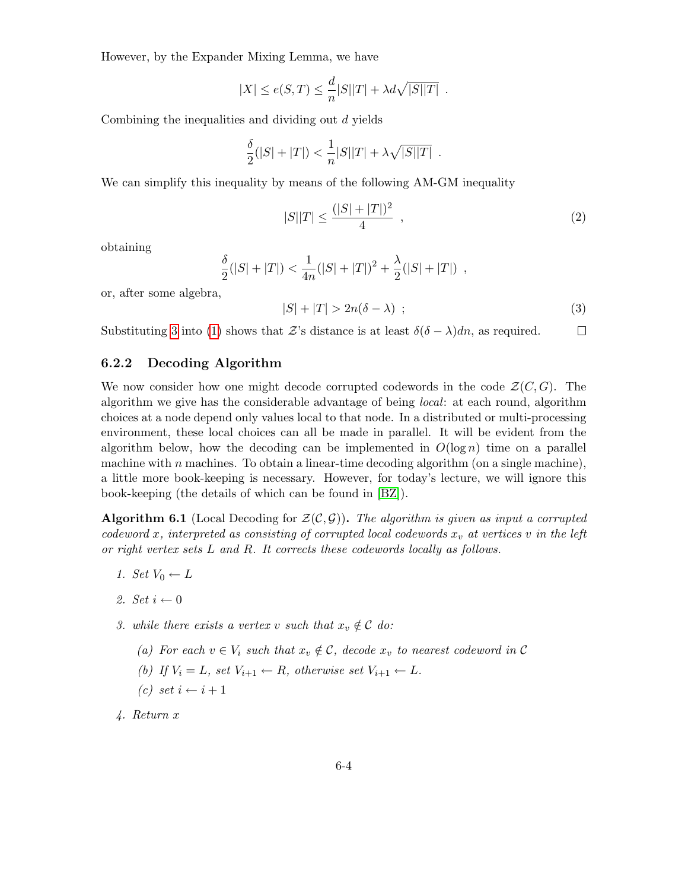However, by the Expander Mixing Lemma, we have

$$|X| \leq e(S,T) \leq \frac{d}{n}|S||T| + \lambda d\sqrt{|S||T|} \ .$$

Combining the inequalities and dividing out $d$ yields

$$\frac{\delta}{2}(|S| + |T|) < \frac{1}{n}|S||T| + \lambda\sqrt{|S||T|} \ .$$

We can simplify this inequality by means of the following AM-GM inequality

$$|S||T| \leq \frac{(|S| + |T|)^2}{4} \ , \tag{2}$$

obtaining

$$\frac{\delta}{2}(|S| + |T|) < \frac{1}{4n}(|S| + |T|)^2 + \frac{\lambda}{2}(|S| + |T|) \ ,$$

or, after some algebra,

$$|S| + |T| > 2n(\delta - \lambda) \ ; \tag{3}$$

Substituting 3 into (1) shows that $\mathcal{Z}$'s distance is at least $\delta(\delta - \lambda)dn$, as required. □

### 6.2.2 Decoding Algorithm

We now consider how one might decode corrupted codewords in the code $\mathcal{Z}(C, G)$. The algorithm we give has the considerable advantage of being *local*: at each round, algorithm choices at a node depend only values local to that node. In a distributed or multi-processing environment, these local choices can all be made in parallel. It will be evident from the algorithm below, how the decoding can be implemented in $O(\log n)$ time on a parallel machine with $n$ machines. To obtain a linear-time decoding algorithm (on a single machine), a little more book-keeping is necessary. However, for today's lecture, we will ignore this book-keeping (the details of which can be found in [BZ]).

**Algorithm 6.1** (Local Decoding for $\mathcal{Z}(\mathcal{C}, \mathcal{G})$)**.** *The algorithm is given as input a corrupted codeword $x$, interpreted as consisting of corrupted local codewords $x_v$ at vertices $v$ in the left or right vertex sets $L$ and $R$. It corrects these codewords locally as follows.*

1. *Set $V_0 \leftarrow L$*
2. *Set $i \leftarrow 0$*
3. *while there exists a vertex $v$ such that $x_v \notin \mathcal{C}$ do:*
   (a) *For each $v \in V_i$ such that $x_v \notin \mathcal{C}$, decode $x_v$ to nearest codeword in $\mathcal{C}$*
   (b) *If $V_i = L$, set $V_{i+1} \leftarrow R$, otherwise set $V_{i+1} \leftarrow L$.*
   (c) *set $i \leftarrow i + 1$*
4. *Return $x$*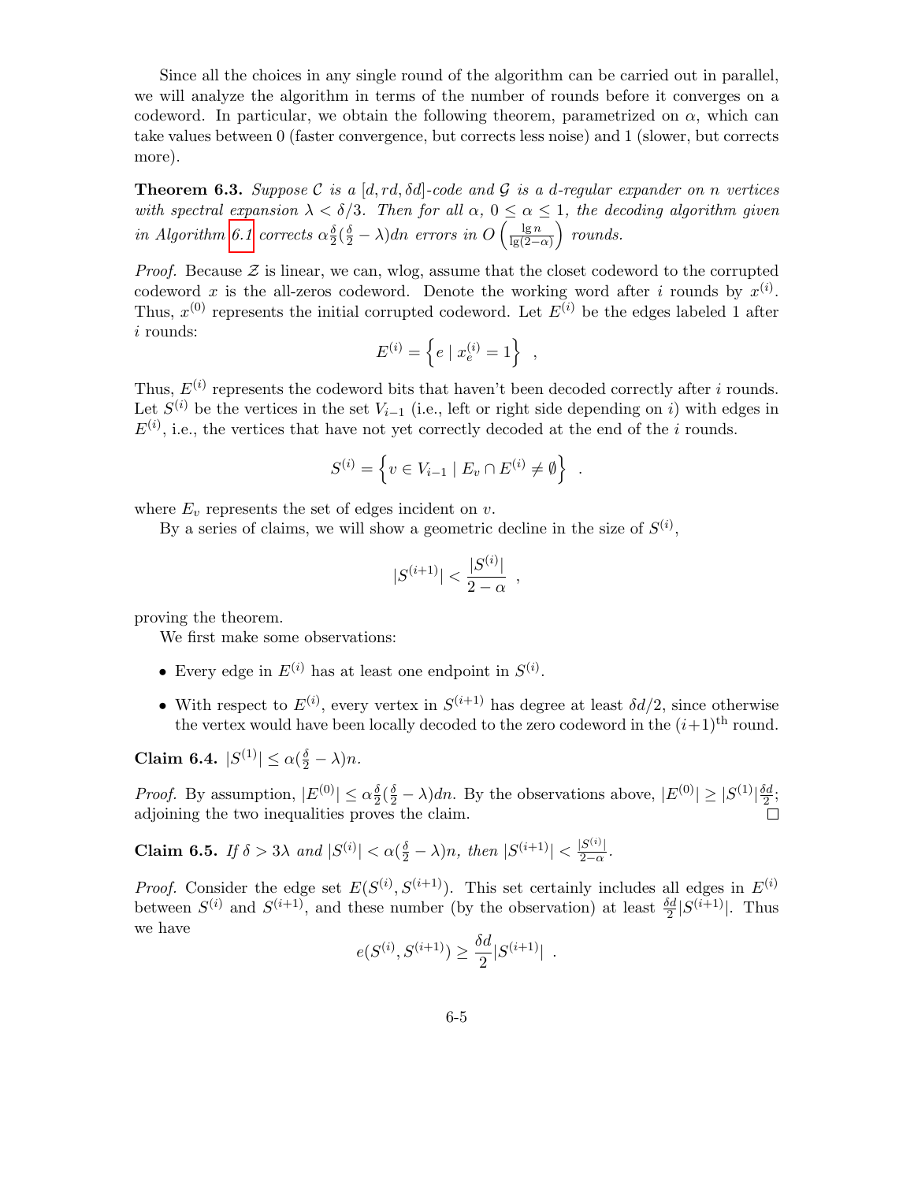Since all the choices in any single round of the algorithm can be carried out in parallel, we will analyze the algorithm in terms of the number of rounds before it converges on a codeword. In particular, we obtain the following theorem, parametrized on $\alpha$, which can take values between 0 (faster convergence, but corrects less noise) and 1 (slower, but corrects more).

**Theorem 6.3.** *Suppose $\mathcal{C}$ is a $[d, rd, \delta d]$-code and $\mathcal{G}$ is a $d$-regular expander on $n$ vertices with spectral expansion $\lambda < \delta/3$. Then for all $\alpha$, $0 \leq \alpha \leq 1$, the decoding algorithm given in Algorithm 6.1 corrects $\alpha \frac{\delta}{2}(\frac{\delta}{2} - \lambda)dn$ errors in $O\left(\frac{\lg n}{\lg(2-\alpha)}\right)$ rounds.*

*Proof.* Because $\mathcal{Z}$ is linear, we can, wlog, assume that the closet codeword to the corrupted codeword $x$ is the all-zeros codeword. Denote the working word after $i$ rounds by $x^{(i)}$. Thus, $x^{(0)}$ represents the initial corrupted codeword. Let $E^{(i)}$ be the edges labeled 1 after $i$ rounds:

$$E^{(i)} = \left\{ e \mid x_e^{(i)} = 1 \right\} \ ,$$

Thus, $E^{(i)}$ represents the codeword bits that haven't been decoded correctly after $i$ rounds. Let $S^{(i)}$ be the vertices in the set $V_{i-1}$ (i.e., left or right side depending on $i$) with edges in $E^{(i)}$, i.e., the vertices that have not yet correctly decoded at the end of the $i$ rounds.

$$S^{(i)} = \left\{ v \in V_{i-1} \mid E_v \cap E^{(i)} \neq \emptyset \right\} \ .$$

where $E_v$ represents the set of edges incident on $v$.

By a series of claims, we will show a geometric decline in the size of $S^{(i)}$,

$$|S^{(i+1)}| < \frac{|S^{(i)}|}{2-\alpha} \ ,$$

proving the theorem.

We first make some observations:

- Every edge in $E^{(i)}$ has at least one endpoint in $S^{(i)}$.
- With respect to $E^{(i)}$, every vertex in $S^{(i+1)}$ has degree at least $\delta d/2$, since otherwise the vertex would have been locally decoded to the zero codeword in the $(i+1)^{\text{th}}$ round.

**Claim 6.4.** $|S^{(1)}| \leq \alpha(\frac{\delta}{2} - \lambda)n$.

*Proof.* By assumption, $|E^{(0)}| \leq \alpha \frac{\delta}{2}(\frac{\delta}{2} - \lambda)dn$. By the observations above, $|E^{(0)}| \geq |S^{(1)}|\frac{\delta d}{2}$; adjoining the two inequalities proves the claim. □

**Claim 6.5.** *If $\delta > 3\lambda$ and $|S^{(i)}| < \alpha(\frac{\delta}{2} - \lambda)n$, then $|S^{(i+1)}| < \frac{|S^{(i)}|}{2-\alpha}$.*

*Proof.* Consider the edge set $E(S^{(i)}, S^{(i+1)})$. This set certainly includes all edges in $E^{(i)}$ between $S^{(i)}$ and $S^{(i+1)}$, and these number (by the observation) at least $\frac{\delta d}{2}|S^{(i+1)}|$. Thus we have

$$e(S^{(i)}, S^{(i+1)}) \geq \frac{\delta d}{2}|S^{(i+1)}| \ .$$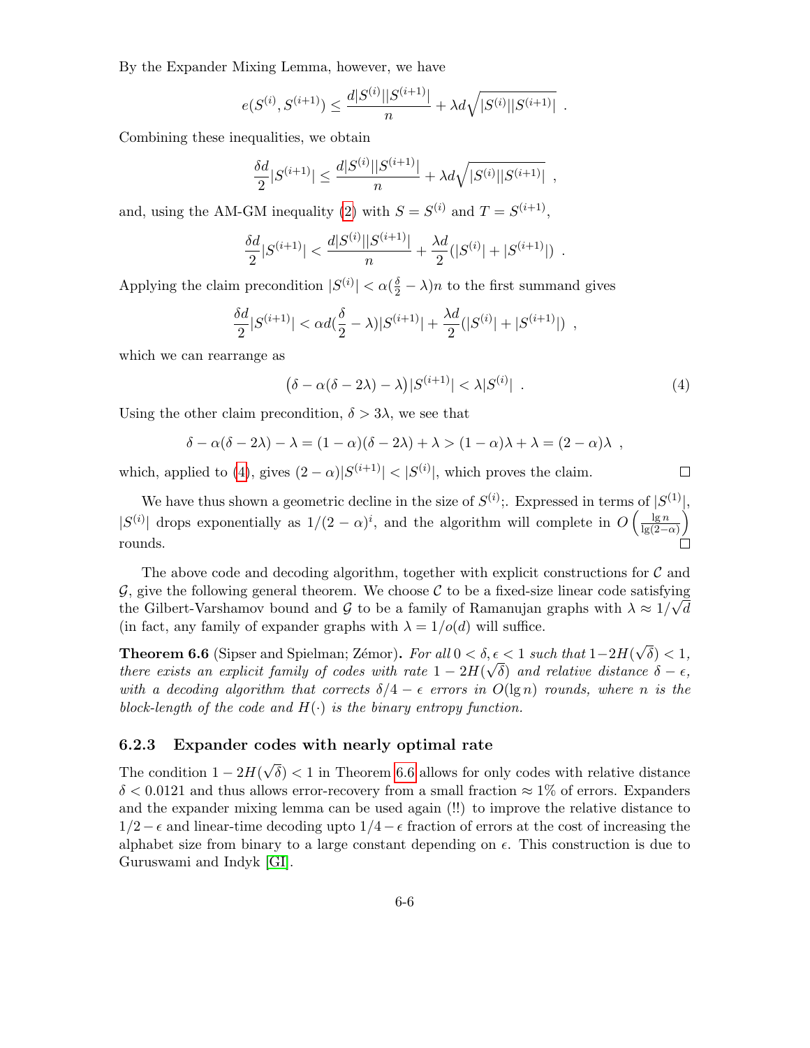By the Expander Mixing Lemma, however, we have

$$e(S^{(i)}, S^{(i+1)}) \leq \frac{d|S^{(i)}||S^{(i+1)}|}{n} + \lambda d\sqrt{|S^{(i)}||S^{(i+1)}|} \ .$$

Combining these inequalities, we obtain

$$\frac{\delta d}{2}|S^{(i+1)}| \leq \frac{d|S^{(i)}||S^{(i+1)}|}{n} + \lambda d\sqrt{|S^{(i)}||S^{(i+1)}|} \ ,$$

and, using the AM-GM inequality (2) with $S = S^{(i)}$ and $T = S^{(i+1)}$,

$$\frac{\delta d}{2}|S^{(i+1)}| < \frac{d|S^{(i)}||S^{(i+1)}|}{n} + \frac{\lambda d}{2}(|S^{(i)}| + |S^{(i+1)}|) \ .$$

Applying the claim precondition $|S^{(i)}| < \alpha(\frac{\delta}{2} - \lambda)n$ to the first summand gives

$$\frac{\delta d}{2}|S^{(i+1)}| < \alpha d(\frac{\delta}{2} - \lambda)|S^{(i+1)}| + \frac{\lambda d}{2}(|S^{(i)}| + |S^{(i+1)}|) \ ,$$

which we can rearrange as

$$\big(\delta - \alpha(\delta - 2\lambda) - \lambda\big)|S^{(i+1)}| < \lambda|S^{(i)}| \ . \tag{4}$$

Using the other claim precondition, $\delta > 3\lambda$, we see that

$$\delta - \alpha(\delta - 2\lambda) - \lambda = (1-\alpha)(\delta - 2\lambda) + \lambda > (1-\alpha)\lambda + \lambda = (2-\alpha)\lambda \ ,$$

which, applied to (4), gives $(2-\alpha)|S^{(i+1)}| < |S^{(i)}|$, which proves the claim. □

We have thus shown a geometric decline in the size of $S^{(i)}$;. Expressed in terms of $|S^{(1)}|$, $|S^{(i)}|$ drops exponentially as $1/(2-\alpha)^i$, and the algorithm will complete in $O\left(\frac{\lg n}{\lg(2-\alpha)}\right)$ rounds. □

The above code and decoding algorithm, together with explicit constructions for $\mathcal{C}$ and $\mathcal{G}$, give the following general theorem. We choose $\mathcal{C}$ to be a fixed-size linear code satisfying the Gilbert-Varshamov bound and $\mathcal{G}$ to be a family of Ramanujan graphs with $\lambda \approx 1/\sqrt{d}$ (in fact, any family of expander graphs with $\lambda = 1/o(d)$ will suffice.

**Theorem 6.6** (Sipser and Spielman; Zémor)**.** *For all $0 < \delta, \epsilon < 1$ such that $1 - 2H(\sqrt{\delta}) < 1$, there exists an explicit family of codes with rate $1 - 2H(\sqrt{\delta})$ and relative distance $\delta - \epsilon$, with a decoding algorithm that corrects $\delta/4 - \epsilon$ errors in $O(\lg n)$ rounds, where $n$ is the block-length of the code and $H(\cdot)$ is the binary entropy function.*

### 6.2.3 Expander codes with nearly optimal rate

The condition $1 - 2H(\sqrt{\delta}) < 1$ in Theorem 6.6 allows for only codes with relative distance $\delta < 0.0121$ and thus allows error-recovery from a small fraction $\approx 1\%$ of errors. Expanders and the expander mixing lemma can be used again (!!) to improve the relative distance to $1/2 - \epsilon$ and linear-time decoding upto $1/4 - \epsilon$ fraction of errors at the cost of increasing the alphabet size from binary to a large constant depending on $\epsilon$. This construction is due to Guruswami and Indyk [GI].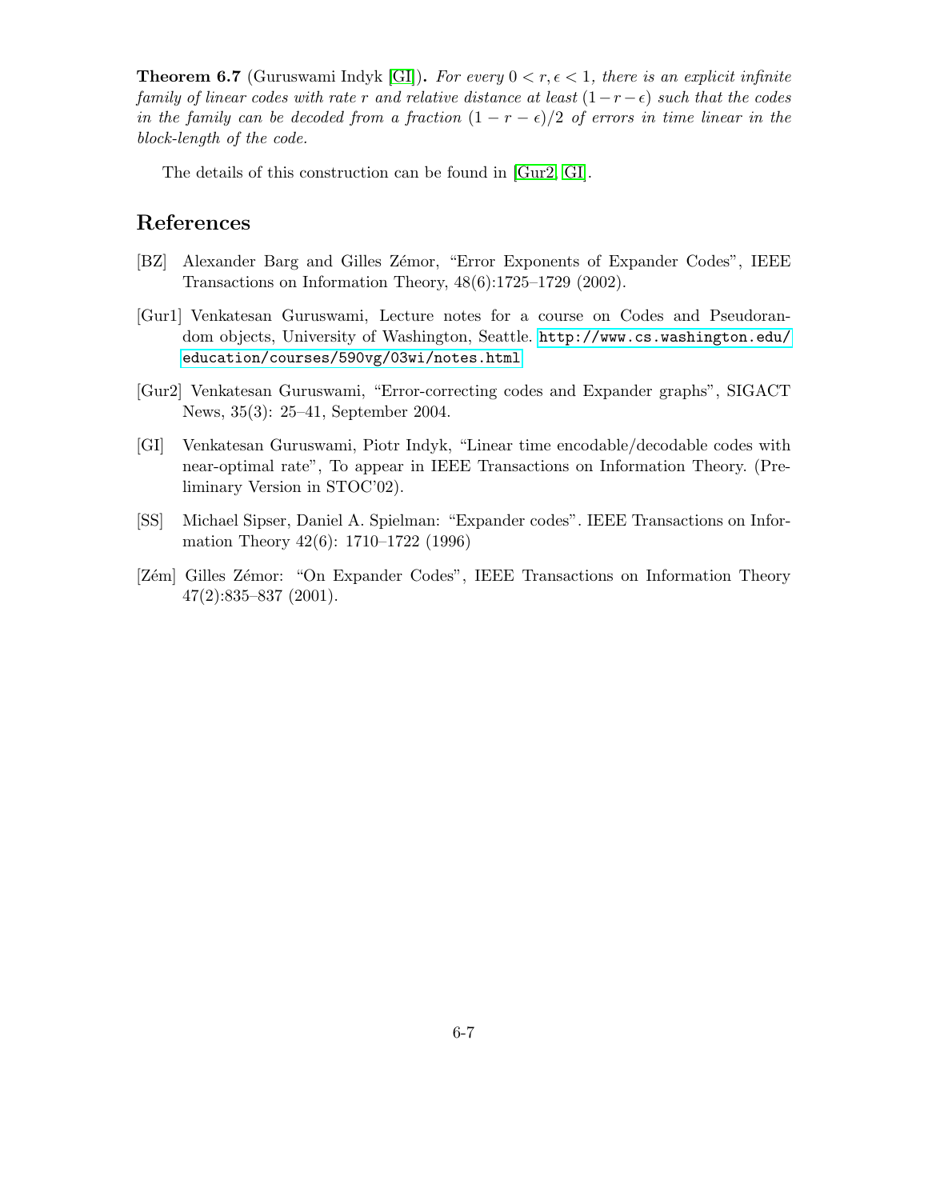**Theorem 6.7** (Guruswami Indyk [GI]). *For every $0 < r, \epsilon < 1$, there is an explicit infinite family of linear codes with rate $r$ and relative distance at least $(1 - r - \epsilon)$ such that the codes in the family can be decoded from a fraction $(1 - r - \epsilon)/2$ of errors in time linear in the block-length of the code.*

The details of this construction can be found in [Gur2, GI].

## References

[BZ] Alexander Barg and Gilles Zémor, "Error Exponents of Expander Codes", IEEE Transactions on Information Theory, 48(6):1725–1729 (2002).

[Gur1] Venkatesan Guruswami, Lecture notes for a course on Codes and Pseudorandom objects, University of Washington, Seattle. http://www.cs.washington.edu/education/courses/590vg/03wi/notes.html

[Gur2] Venkatesan Guruswami, "Error-correcting codes and Expander graphs", SIGACT News, 35(3): 25–41, September 2004.

[GI] Venkatesan Guruswami, Piotr Indyk, "Linear time encodable/decodable codes with near-optimal rate", To appear in IEEE Transactions on Information Theory. (Preliminary Version in STOC'02).

[SS] Michael Sipser, Daniel A. Spielman: "Expander codes". IEEE Transactions on Information Theory 42(6): 1710–1722 (1996)

[Zém] Gilles Zémor: "On Expander Codes", IEEE Transactions on Information Theory 47(2):835–837 (2001).